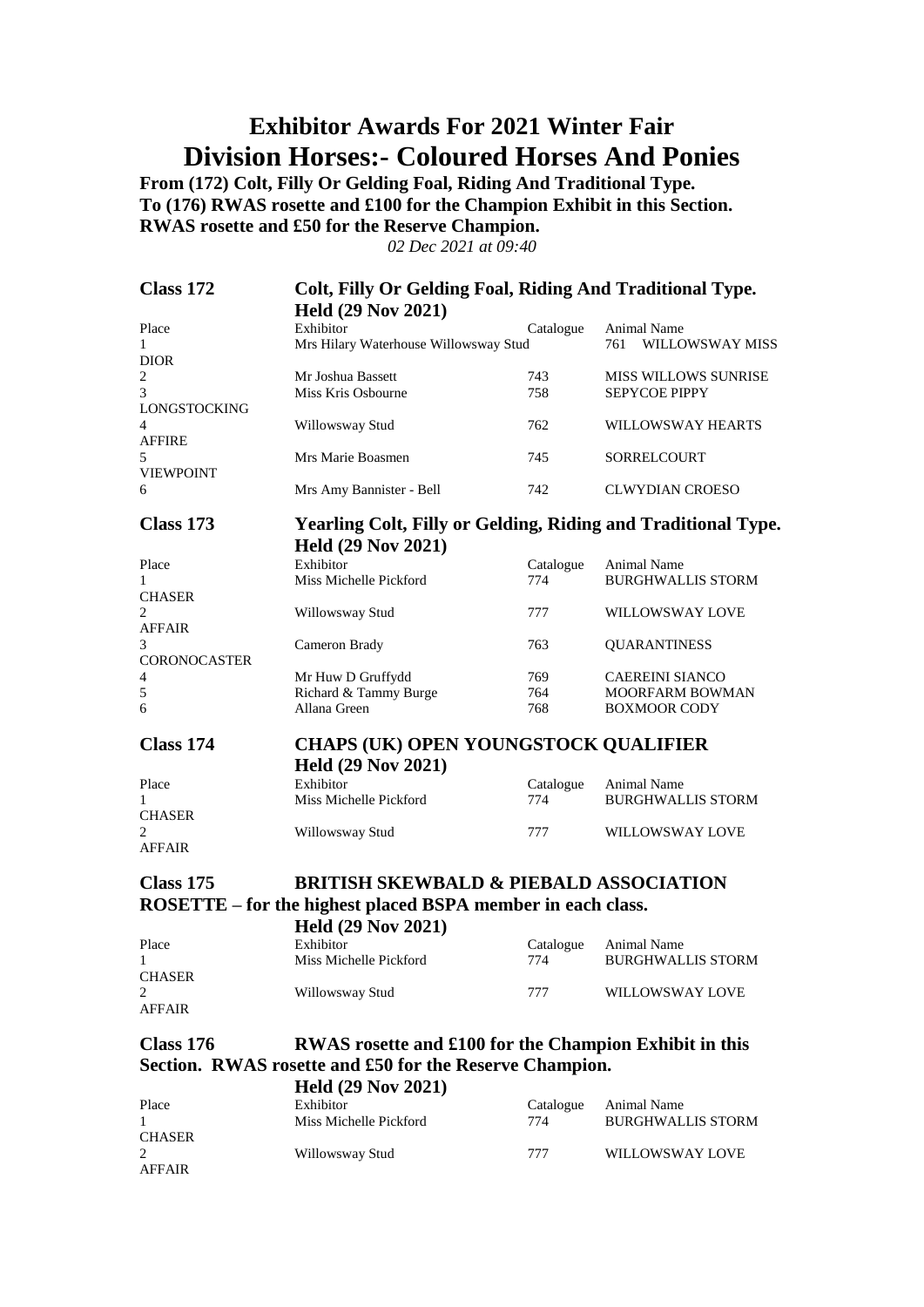# Exhibitor Awards For 2021 Winter Fair

# Division Horses:- Coloured Horses And Ponies

**From (172) Colt, Filly Or Gelding Foal, Riding And Traditional Type.**
**To (176) RWAS rosette and £100 for the Champion Exhibit in this Section. RWAS rosette and £50 for the Reserve Champion.**

*02 Dec 2021 at 09:40*

## Class 172 Colt, Filly Or Gelding Foal, Riding And Traditional Type.

**Held (29 Nov 2021)**

| Place | Exhibitor | Catalogue | Animal Name |
|---|---|---|---|
| 1 | Mrs Hilary Waterhouse Willowsway Stud | 761 | WILLOWSWAY MISS DIOR |
| 2 | Mr Joshua Bassett | 743 | MISS WILLOWS SUNRISE |
| 3 | Miss Kris Osbourne | 758 | SEPYCOE PIPPY LONGSTOCKING |
| 4 | Willowsway Stud | 762 | WILLOWSWAY HEARTS AFFIRE |
| 5 | Mrs Marie Boasmen | 745 | SORRELCOURT VIEWPOINT |
| 6 | Mrs Amy Bannister - Bell | 742 | CLWYDIAN CROESO |

## Class 173 Yearling Colt, Filly or Gelding, Riding and Traditional Type.

**Held (29 Nov 2021)**

| Place | Exhibitor | Catalogue | Animal Name |
|---|---|---|---|
| 1 | Miss Michelle Pickford | 774 | BURGHWALLIS STORM CHASER |
| 2 | Willowsway Stud | 777 | WILLOWSWAY LOVE AFFAIR |
| 3 | Cameron Brady | 763 | QUARANTINESS CORONOCASTER |
| 4 | Mr Huw D Gruffydd | 769 | CAEREINI SIANCO |
| 5 | Richard & Tammy Burge | 764 | MOORFARM BOWMAN |
| 6 | Allana Green | 768 | BOXMOOR CODY |

## Class 174 CHAPS (UK) OPEN YOUNGSTOCK QUALIFIER

**Held (29 Nov 2021)**

| Place | Exhibitor | Catalogue | Animal Name |
|---|---|---|---|
| 1 | Miss Michelle Pickford | 774 | BURGHWALLIS STORM CHASER |
| 2 | Willowsway Stud | 777 | WILLOWSWAY LOVE AFFAIR |

## Class 175 BRITISH SKEWBALD & PIEBALD ASSOCIATION ROSETTE – for the highest placed BSPA member in each class.

**Held (29 Nov 2021)**

| Place | Exhibitor | Catalogue | Animal Name |
|---|---|---|---|
| 1 | Miss Michelle Pickford | 774 | BURGHWALLIS STORM CHASER |
| 2 | Willowsway Stud | 777 | WILLOWSWAY LOVE AFFAIR |

## Class 176 RWAS rosette and £100 for the Champion Exhibit in this Section. RWAS rosette and £50 for the Reserve Champion.

**Held (29 Nov 2021)**

| Place | Exhibitor | Catalogue | Animal Name |
|---|---|---|---|
| 1 | Miss Michelle Pickford | 774 | BURGHWALLIS STORM CHASER |
| 2 | Willowsway Stud | 777 | WILLOWSWAY LOVE AFFAIR |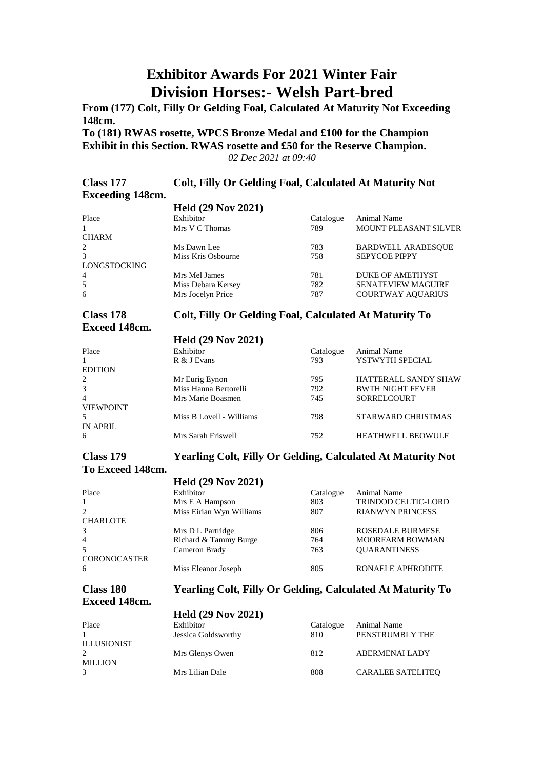# Exhibitor Awards For 2021 Winter Fair

# Division Horses:- Welsh Part-bred

**From (177) Colt, Filly Or Gelding Foal, Calculated At Maturity Not Exceeding 148cm.**

**To (181) RWAS rosette, WPCS Bronze Medal and £100 for the Champion Exhibit in this Section. RWAS rosette and £50 for the Reserve Champion.**

*02 Dec 2021 at 09:40*

## Class 177 Colt, Filly Or Gelding Foal, Calculated At Maturity Not Exceeding 148cm.

**Held (29 Nov 2021)**

| Place | Exhibitor | Catalogue | Animal Name |
|---|---|---|---|
| 1 | Mrs V C Thomas | 789 | MOUNT PLEASANT SILVER CHARM |
| 2 | Ms Dawn Lee | 783 | BARDWELL ARABESQUE |
| 3 | Miss Kris Osbourne | 758 | SEPYCOE PIPPY LONGSTOCKING |
| 4 | Mrs Mel James | 781 | DUKE OF AMETHYST |
| 5 | Miss Debara Kersey | 782 | SENATEVIEW MAGUIRE |
| 6 | Mrs Jocelyn Price | 787 | COURTWAY AQUARIUS |

## Class 178 Colt, Filly Or Gelding Foal, Calculated At Maturity To Exceed 148cm.

**Held (29 Nov 2021)**

| Place | Exhibitor | Catalogue | Animal Name |
|---|---|---|---|
| 1 | R & J Evans | 793 | YSTWYTH SPECIAL EDITION |
| 2 | Mr Eurig Eynon | 795 | HATTERALL SANDY SHAW |
| 3 | Miss Hanna Bertorelli | 792 | BWTH NIGHT FEVER |
| 4 | Mrs Marie Boasmen | 745 | SORRELCOURT VIEWPOINT |
| 5 | Miss B Lovell - Williams | 798 | STARWARD CHRISTMAS IN APRIL |
| 6 | Mrs Sarah Friswell | 752 | HEATHWELL BEOWULF |

## Class 179 Yearling Colt, Filly Or Gelding, Calculated At Maturity Not To Exceed 148cm.

**Held (29 Nov 2021)**

| Place | Exhibitor | Catalogue | Animal Name |
|---|---|---|---|
| 1 | Mrs E A Hampson | 803 | TRINDOD CELTIC-LORD |
| 2 | Miss Eirian Wyn Williams | 807 | RIANWYN PRINCESS CHARLOTE |
| 3 | Mrs D L Partridge | 806 | ROSEDALE BURMESE |
| 4 | Richard & Tammy Burge | 764 | MOORFARM BOWMAN |
| 5 | Cameron Brady | 763 | QUARANTINESS CORONOCASTER |
| 6 | Miss Eleanor Joseph | 805 | RONAELE APHRODITE |

## Class 180 Yearling Colt, Filly Or Gelding, Calculated At Maturity To Exceed 148cm.

**Held (29 Nov 2021)**

| Place | Exhibitor | Catalogue | Animal Name |
|---|---|---|---|
| 1 | Jessica Goldsworthy | 810 | PENSTRUMBLY THE ILLUSIONIST |
| 2 | Mrs Glenys Owen | 812 | ABERMENAI LADY MILLION |
| 3 | Mrs Lilian Dale | 808 | CARALEE SATELITEQ |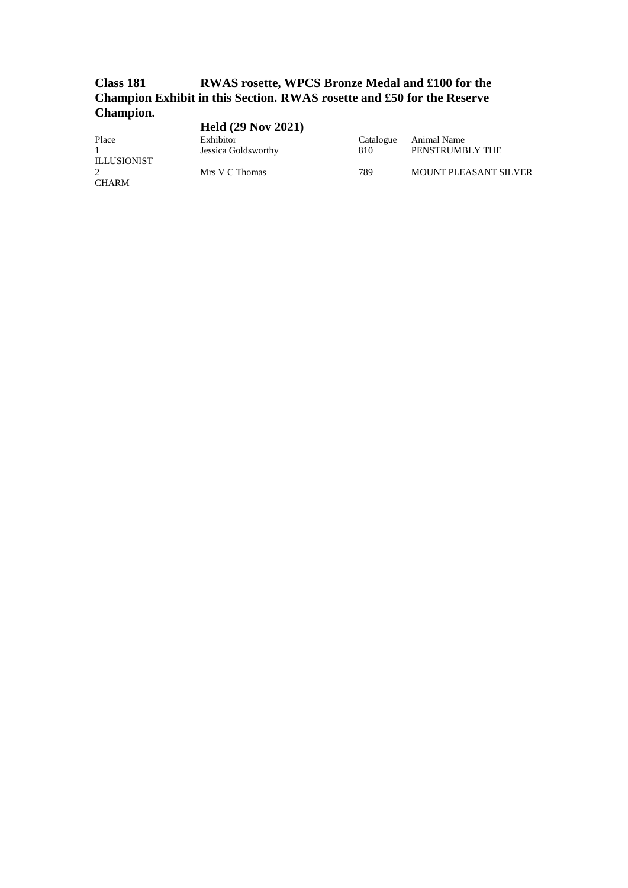**Class 181 RWAS rosette, WPCS Bronze Medal and £100 for the Champion Exhibit in this Section. RWAS rosette and £50 for the Reserve Champion.**

**Held (29 Nov 2021)**

| Place | Exhibitor | Catalogue | Animal Name |
|---|---|---|---|
| 1 | Jessica Goldsworthy | 810 | PENSTRUMBLY THE ILLUSIONIST |
| 2 | Mrs V C Thomas | 789 | MOUNT PLEASANT SILVER CHARM |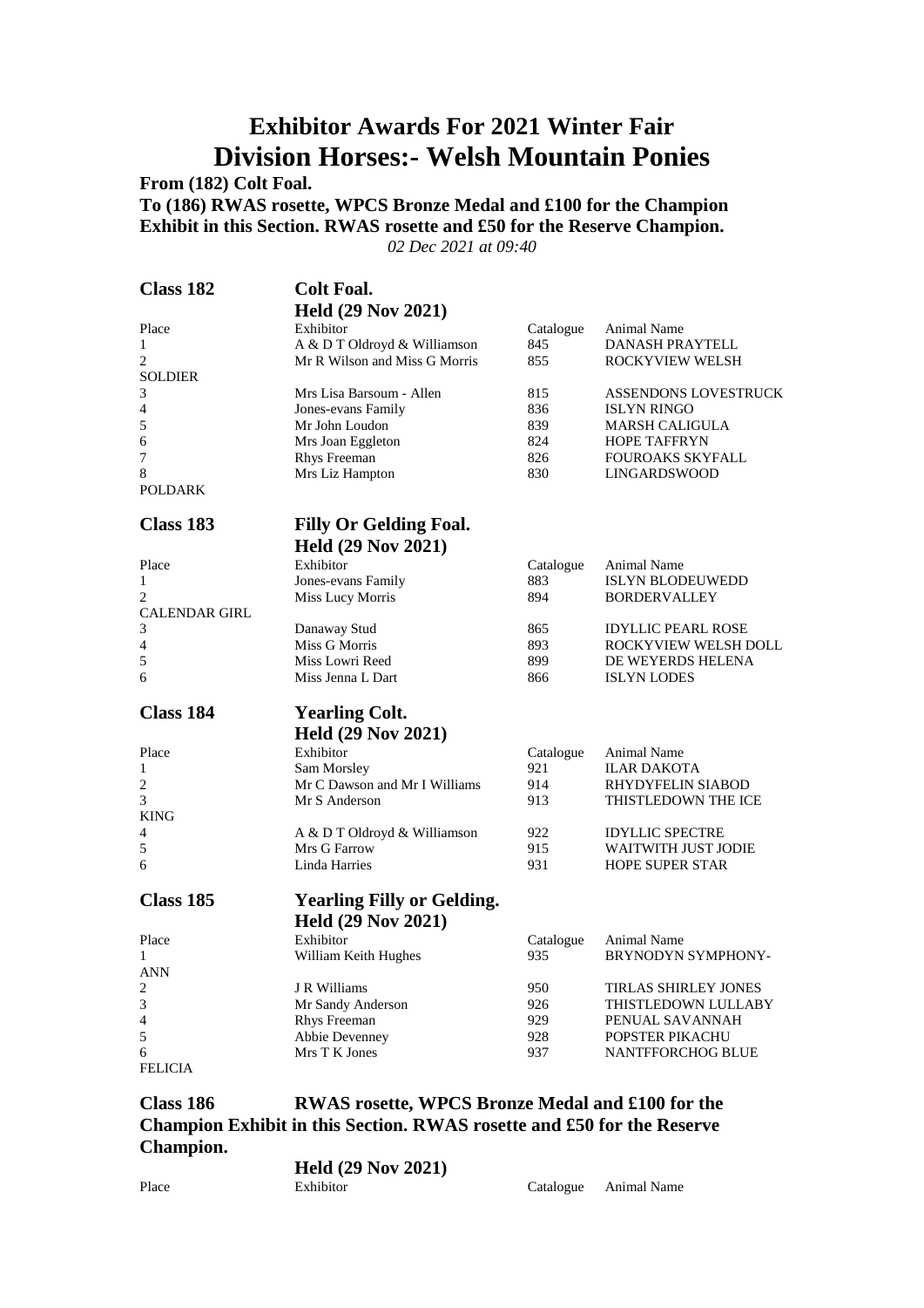# Exhibitor Awards For 2021 Winter Fair
# Division Horses:- Welsh Mountain Ponies

**From (182) Colt Foal.**
**To (186) RWAS rosette, WPCS Bronze Medal and £100 for the Champion Exhibit in this Section. RWAS rosette and £50 for the Reserve Champion.**

*02 Dec 2021 at 09:40*

## Class 182 Colt Foal.
### Held (29 Nov 2021)

| Place | Exhibitor | Catalogue | Animal Name |
|---|---|---|---|
| 1 | A & D T Oldroyd & Williamson | 845 | DANASH PRAYTELL |
| 2 | Mr R Wilson and Miss G Morris | 855 | ROCKYVIEW WELSH SOLDIER |
| 3 | Mrs Lisa Barsoum - Allen | 815 | ASSENDONS LOVESTRUCK |
| 4 | Jones-evans Family | 836 | ISLYN RINGO |
| 5 | Mr John Loudon | 839 | MARSH CALIGULA |
| 6 | Mrs Joan Eggleton | 824 | HOPE TAFFRYN |
| 7 | Rhys Freeman | 826 | FOUROAKS SKYFALL |
| 8 | Mrs Liz Hampton | 830 | LINGARDSWOOD POLDARK |

## Class 183 Filly Or Gelding Foal.
### Held (29 Nov 2021)

| Place | Exhibitor | Catalogue | Animal Name |
|---|---|---|---|
| 1 | Jones-evans Family | 883 | ISLYN BLODEUWEDD |
| 2 | Miss Lucy Morris | 894 | BORDERVALLEY CALENDAR GIRL |
| 3 | Danaway Stud | 865 | IDYLLIC PEARL ROSE |
| 4 | Miss G Morris | 893 | ROCKYVIEW WELSH DOLL |
| 5 | Miss Lowri Reed | 899 | DE WEYERDS HELENA |
| 6 | Miss Jenna L Dart | 866 | ISLYN LODES |

## Class 184 Yearling Colt.
### Held (29 Nov 2021)

| Place | Exhibitor | Catalogue | Animal Name |
|---|---|---|---|
| 1 | Sam Morsley | 921 | ILAR DAKOTA |
| 2 | Mr C Dawson and Mr I Williams | 914 | RHYDYFELIN SIABOD |
| 3 | Mr S Anderson | 913 | THISTLEDOWN THE ICE KING |
| 4 | A & D T Oldroyd & Williamson | 922 | IDYLLIC SPECTRE |
| 5 | Mrs G Farrow | 915 | WAITWITH JUST JODIE |
| 6 | Linda Harries | 931 | HOPE SUPER STAR |

## Class 185 Yearling Filly or Gelding.
### Held (29 Nov 2021)

| Place | Exhibitor | Catalogue | Animal Name |
|---|---|---|---|
| 1 | William Keith Hughes | 935 | BRYNODYN SYMPHONY-ANN |
| 2 | J R Williams | 950 | TIRLAS SHIRLEY JONES |
| 3 | Mr Sandy Anderson | 926 | THISTLEDOWN LULLABY |
| 4 | Rhys Freeman | 929 | PENUAL SAVANNAH |
| 5 | Abbie Devenney | 928 | POPSTER PIKACHU |
| 6 | Mrs T K Jones | 937 | NANTFFORCHOG BLUE FELICIA |

## Class 186 RWAS rosette, WPCS Bronze Medal and £100 for the Champion Exhibit in this Section. RWAS rosette and £50 for the Reserve Champion.
### Held (29 Nov 2021)

| Place | Exhibitor | Catalogue | Animal Name |
|---|---|---|---|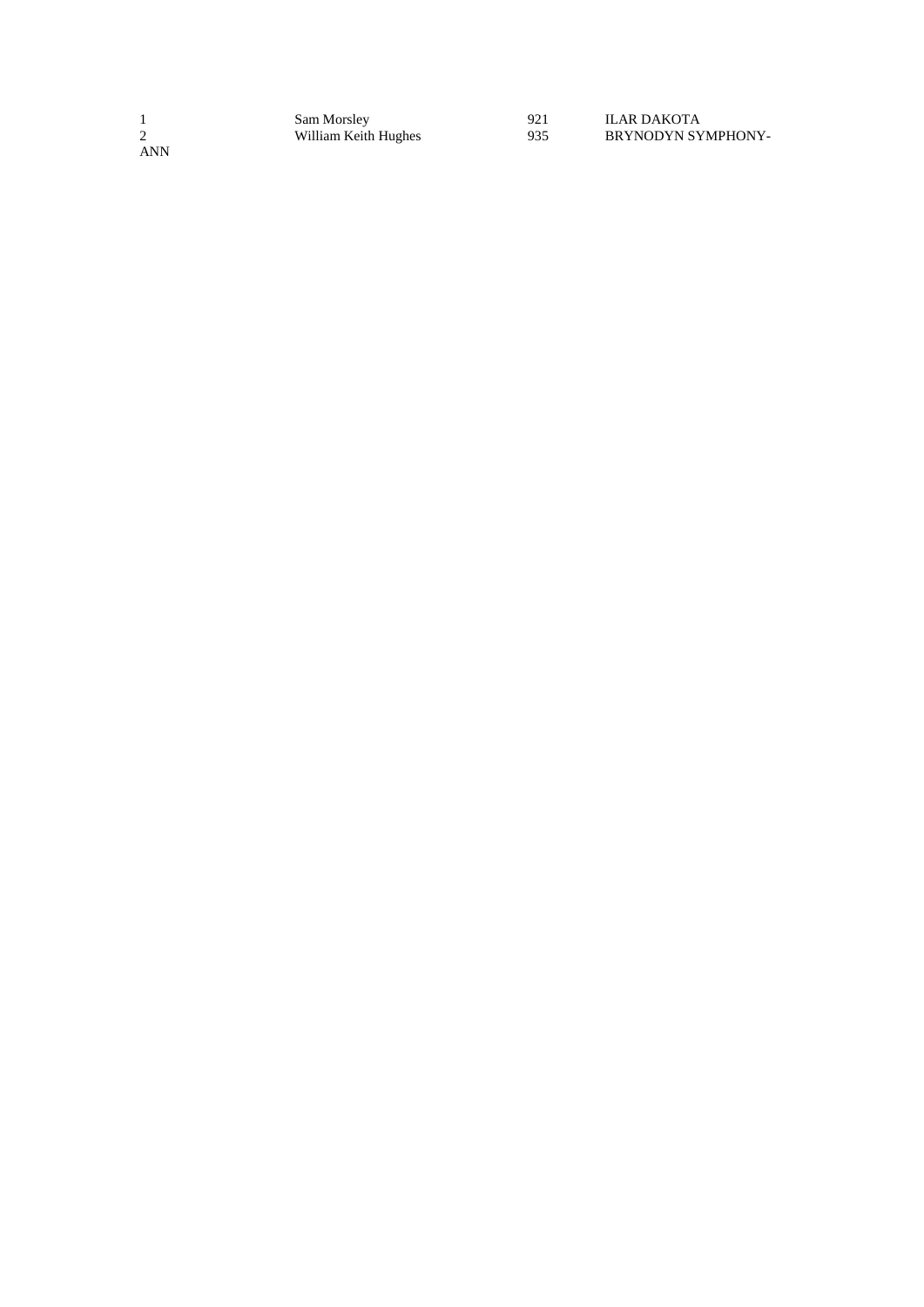| | | | |
|---|---|---|---|
| 1 | Sam Morsley | 921 | ILAR DAKOTA |
| 2 | William Keith Hughes | 935 | BRYNODYN SYMPHONY-ANN |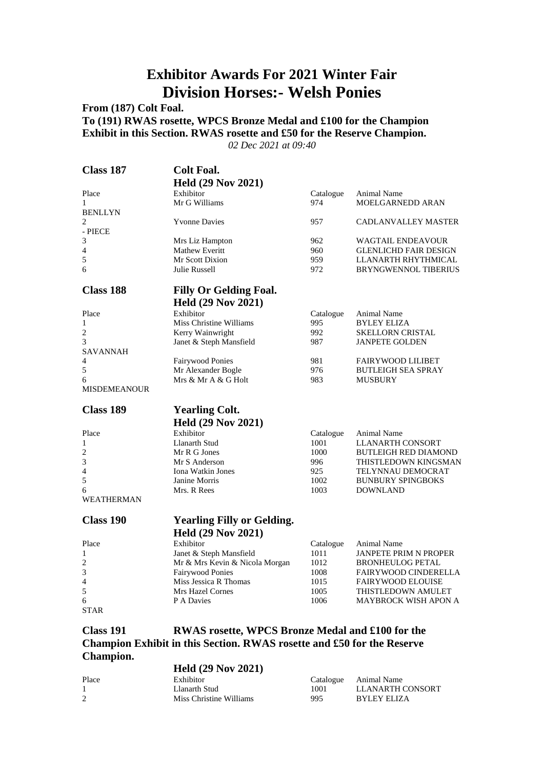# Exhibitor Awards For 2021 Winter Fair
# Division Horses:- Welsh Ponies

**From (187) Colt Foal.**
**To (191) RWAS rosette, WPCS Bronze Medal and £100 for the Champion Exhibit in this Section. RWAS rosette and £50 for the Reserve Champion.**

*02 Dec 2021 at 09:40*

## Class 187 Colt Foal.

**Held (29 Nov 2021)**

| Place | Exhibitor | Catalogue | Animal Name |
|---|---|---|---|
| 1 | Mr G Williams | 974 | MOELGARNEDD ARAN BENLLYN |
| 2 | Yvonne Davies | 957 | CADLANVALLEY MASTER - PIECE |
| 3 | Mrs Liz Hampton | 962 | WAGTAIL ENDEAVOUR |
| 4 | Mathew Everitt | 960 | GLENLICHD FAIR DESIGN |
| 5 | Mr Scott Dixion | 959 | LLANARTH RHYTHMICAL |
| 6 | Julie Russell | 972 | BRYNGWENNOL TIBERIUS |

## Class 188 Filly Or Gelding Foal.

**Held (29 Nov 2021)**

| Place | Exhibitor | Catalogue | Animal Name |
|---|---|---|---|
| 1 | Miss Christine Williams | 995 | BYLEY ELIZA |
| 2 | Kerry Wainwright | 992 | SKELLORN CRISTAL |
| 3 | Janet & Steph Mansfield | 987 | JANPETE GOLDEN SAVANNAH |
| 4 | Fairywood Ponies | 981 | FAIRYWOOD LILIBET |
| 5 | Mr Alexander Bogle | 976 | BUTLEIGH SEA SPRAY |
| 6 | Mrs & Mr A & G Holt | 983 | MUSBURY MISDEMEANOUR |

## Class 189 Yearling Colt.

**Held (29 Nov 2021)**

| Place | Exhibitor | Catalogue | Animal Name |
|---|---|---|---|
| 1 | Llanarth Stud | 1001 | LLANARTH CONSORT |
| 2 | Mr R G Jones | 1000 | BUTLEIGH RED DIAMOND |
| 3 | Mr S Anderson | 996 | THISTLEDOWN KINGSMAN |
| 4 | Iona Watkin Jones | 925 | TELYNNAU DEMOCRAT |
| 5 | Janine Morris | 1002 | BUNBURY SPINGBOKS |
| 6 | Mrs. R Rees | 1003 | DOWNLAND WEATHERMAN |

## Class 190 Yearling Filly or Gelding.

**Held (29 Nov 2021)**

| Place | Exhibitor | Catalogue | Animal Name |
|---|---|---|---|
| 1 | Janet & Steph Mansfield | 1011 | JANPETE PRIM N PROPER |
| 2 | Mr & Mrs Kevin & Nicola Morgan | 1012 | BRONHEULOG PETAL |
| 3 | Fairywood Ponies | 1008 | FAIRYWOOD CINDERELLA |
| 4 | Miss Jessica R Thomas | 1015 | FAIRYWOOD ELOUISE |
| 5 | Mrs Hazel Cornes | 1005 | THISTLEDOWN AMULET |
| 6 | P A Davies | 1006 | MAYBROCK WISH APON A STAR |

## Class 191 RWAS rosette, WPCS Bronze Medal and £100 for the Champion Exhibit in this Section. RWAS rosette and £50 for the Reserve Champion.

**Held (29 Nov 2021)**

| Place | Exhibitor | Catalogue | Animal Name |
|---|---|---|---|
| 1 | Llanarth Stud | 1001 | LLANARTH CONSORT |
| 2 | Miss Christine Williams | 995 | BYLEY ELIZA |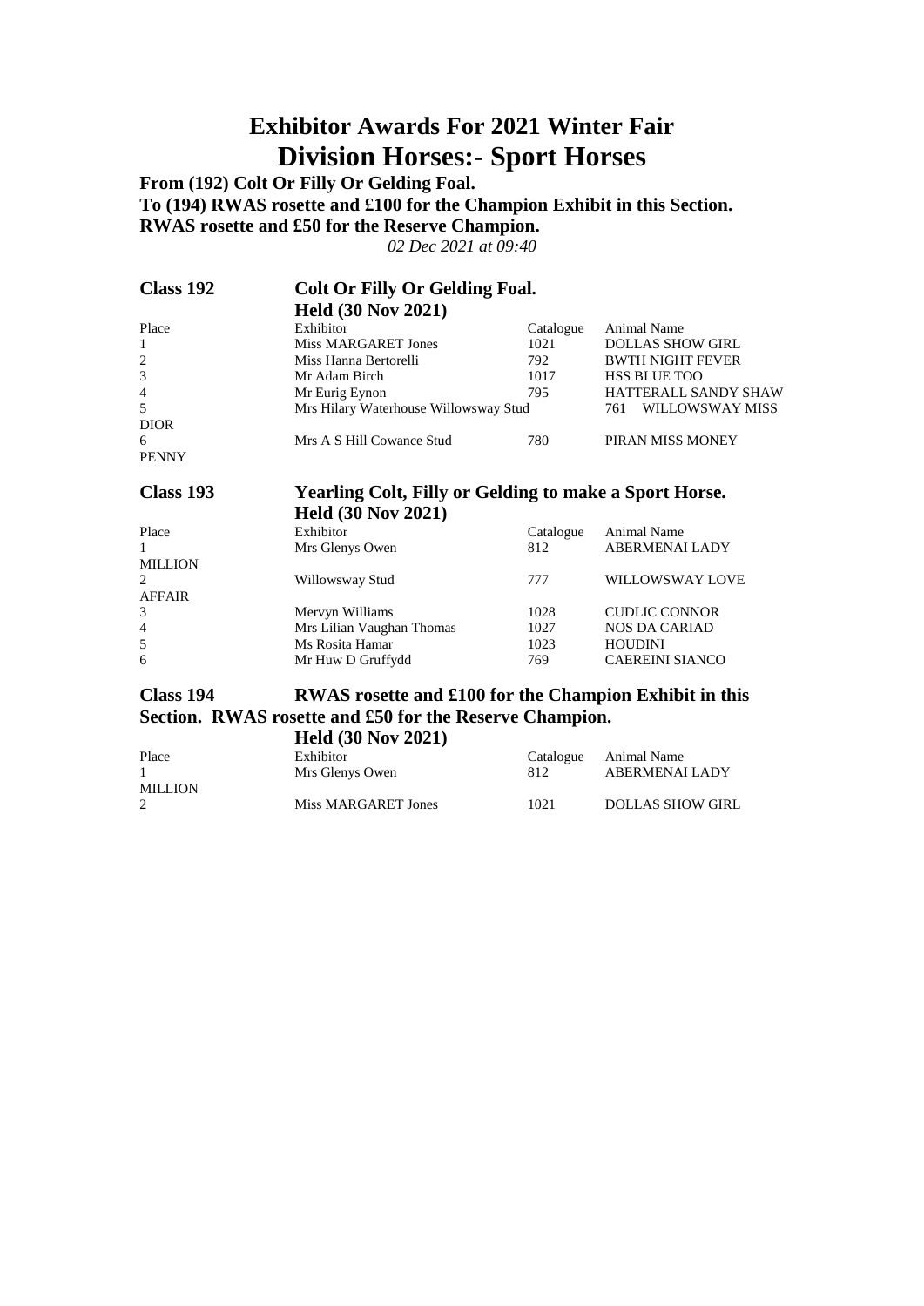# Exhibitor Awards For 2021 Winter Fair

# Division Horses:- Sport Horses

**From (192) Colt Or Filly Or Gelding Foal.**
**To (194) RWAS rosette and £100 for the Champion Exhibit in this Section.**
**RWAS rosette and £50 for the Reserve Champion.**

*02 Dec 2021 at 09:40*

## Class 192 — Colt Or Filly Or Gelding Foal.

**Held (30 Nov 2021)**

| Place | Exhibitor | Catalogue | Animal Name |
|---|---|---|---|
| 1 | Miss MARGARET Jones | 1021 | DOLLAS SHOW GIRL |
| 2 | Miss Hanna Bertorelli | 792 | BWTH NIGHT FEVER |
| 3 | Mr Adam Birch | 1017 | HSS BLUE TOO |
| 4 | Mr Eurig Eynon | 795 | HATTERALL SANDY SHAW |
| 5 | Mrs Hilary Waterhouse Willowsway Stud | 761 | WILLOWSWAY MISS DIOR |
| 6 | Mrs A S Hill Cowance Stud | 780 | PIRAN MISS MONEY PENNY |

## Class 193 — Yearling Colt, Filly or Gelding to make a Sport Horse.

**Held (30 Nov 2021)**

| Place | Exhibitor | Catalogue | Animal Name |
|---|---|---|---|
| 1 | Mrs Glenys Owen | 812 | ABERMENAI LADY MILLION |
| 2 | Willowsway Stud | 777 | WILLOWSWAY LOVE AFFAIR |
| 3 | Mervyn Williams | 1028 | CUDLIC CONNOR |
| 4 | Mrs Lilian Vaughan Thomas | 1027 | NOS DA CARIAD |
| 5 | Ms Rosita Hamar | 1023 | HOUDINI |
| 6 | Mr Huw D Gruffydd | 769 | CAEREINI SIANCO |

## Class 194 — RWAS rosette and £100 for the Champion Exhibit in this Section. RWAS rosette and £50 for the Reserve Champion.

**Held (30 Nov 2021)**

| Place | Exhibitor | Catalogue | Animal Name |
|---|---|---|---|
| 1 | Mrs Glenys Owen | 812 | ABERMENAI LADY MILLION |
| 2 | Miss MARGARET Jones | 1021 | DOLLAS SHOW GIRL |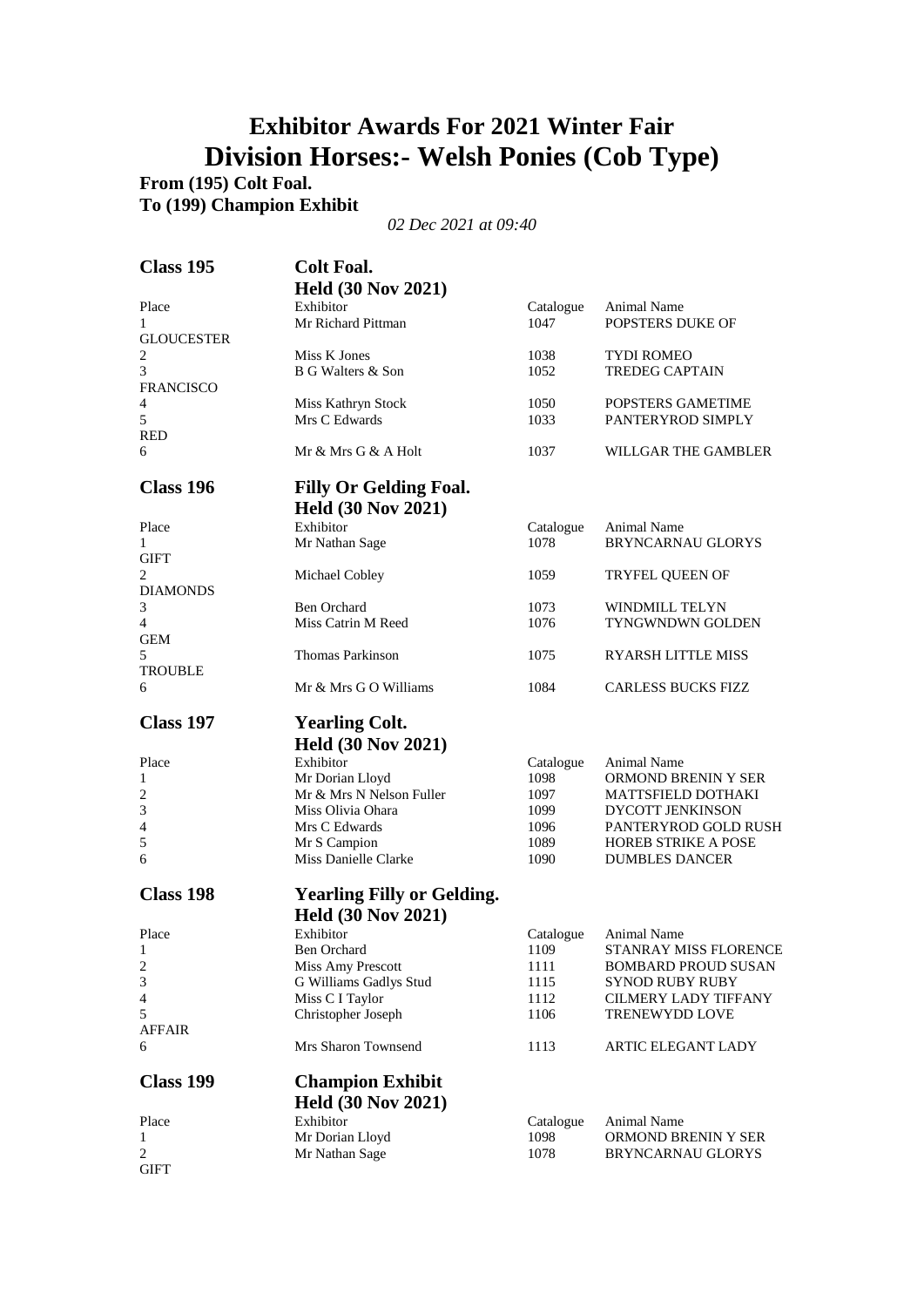# Exhibitor Awards For 2021 Winter Fair
# Division Horses:- Welsh Ponies (Cob Type)

**From (195) Colt Foal.**
**To (199) Champion Exhibit**

*02 Dec 2021 at 09:40*

## Class 195 — Colt Foal.

**Held (30 Nov 2021)**

| Place | Exhibitor | Catalogue | Animal Name |
|---|---|---|---|
| 1 | Mr Richard Pittman | 1047 | POPSTERS DUKE OF GLOUCESTER |
| 2 | Miss K Jones | 1038 | TYDI ROMEO |
| 3 | B G Walters & Son | 1052 | TREDEG CAPTAIN FRANCISCO |
| 4 | Miss Kathryn Stock | 1050 | POPSTERS GAMETIME |
| 5 | Mrs C Edwards | 1033 | PANTERYROD SIMPLY RED |
| 6 | Mr & Mrs G & A Holt | 1037 | WILLGAR THE GAMBLER |

## Class 196 — Filly Or Gelding Foal.

**Held (30 Nov 2021)**

| Place | Exhibitor | Catalogue | Animal Name |
|---|---|---|---|
| 1 | Mr Nathan Sage | 1078 | BRYNCARNAU GLORYS GIFT |
| 2 | Michael Cobley | 1059 | TRYFEL QUEEN OF DIAMONDS |
| 3 | Ben Orchard | 1073 | WINDMILL TELYN |
| 4 | Miss Catrin M Reed | 1076 | TYNGWNDWN GOLDEN GEM |
| 5 | Thomas Parkinson | 1075 | RYARSH LITTLE MISS TROUBLE |
| 6 | Mr & Mrs G O Williams | 1084 | CARLESS BUCKS FIZZ |

## Class 197 — Yearling Colt.

**Held (30 Nov 2021)**

| Place | Exhibitor | Catalogue | Animal Name |
|---|---|---|---|
| 1 | Mr Dorian Lloyd | 1098 | ORMOND BRENIN Y SER |
| 2 | Mr & Mrs N Nelson Fuller | 1097 | MATTSFIELD DOTHAKI |
| 3 | Miss Olivia Ohara | 1099 | DYCOTT JENKINSON |
| 4 | Mrs C Edwards | 1096 | PANTERYROD GOLD RUSH |
| 5 | Mr S Campion | 1089 | HOREB STRIKE A POSE |
| 6 | Miss Danielle Clarke | 1090 | DUMBLES DANCER |

## Class 198 — Yearling Filly or Gelding.

**Held (30 Nov 2021)**

| Place | Exhibitor | Catalogue | Animal Name |
|---|---|---|---|
| 1 | Ben Orchard | 1109 | STANRAY MISS FLORENCE |
| 2 | Miss Amy Prescott | 1111 | BOMBARD PROUD SUSAN |
| 3 | G Williams Gadlys Stud | 1115 | SYNOD RUBY RUBY |
| 4 | Miss C I Taylor | 1112 | CILMERY LADY TIFFANY |
| 5 | Christopher Joseph | 1106 | TRENEWYDD LOVE AFFAIR |
| 6 | Mrs Sharon Townsend | 1113 | ARTIC ELEGANT LADY |

## Class 199 — Champion Exhibit

**Held (30 Nov 2021)**

| Place | Exhibitor | Catalogue | Animal Name |
|---|---|---|---|
| 1 | Mr Dorian Lloyd | 1098 | ORMOND BRENIN Y SER |
| 2 | Mr Nathan Sage | 1078 | BRYNCARNAU GLORYS GIFT |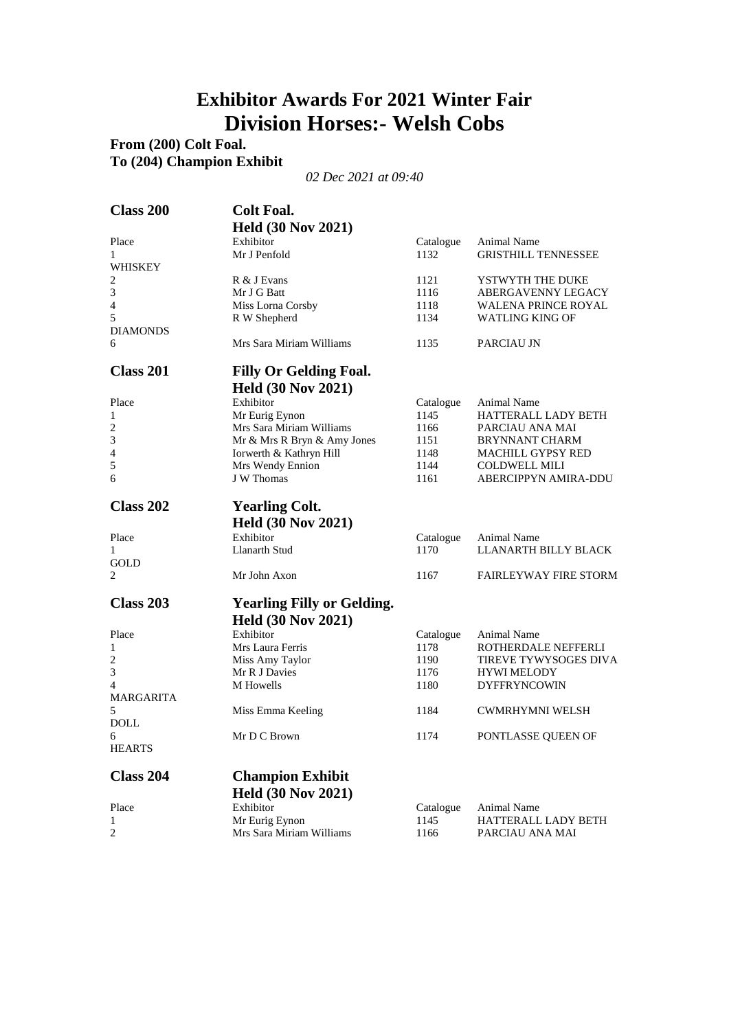# Exhibitor Awards For 2021 Winter Fair
# Division Horses:- Welsh Cobs

**From (200) Colt Foal.**
**To (204) Champion Exhibit**

*02 Dec 2021 at 09:40*

## Class 200 Colt Foal.
**Held (30 Nov 2021)**

| Place | Exhibitor | Catalogue | Animal Name |
|---|---|---|---|
| 1 | Mr J Penfold | 1132 | GRISTHILL TENNESSEE WHISKEY |
| 2 | R & J Evans | 1121 | YSTWYTH THE DUKE |
| 3 | Mr J G Batt | 1116 | ABERGAVENNY LEGACY |
| 4 | Miss Lorna Corsby | 1118 | WALENA PRINCE ROYAL |
| 5 | R W Shepherd | 1134 | WATLING KING OF DIAMONDS |
| 6 | Mrs Sara Miriam Williams | 1135 | PARCIAU JN |

## Class 201 Filly Or Gelding Foal.
**Held (30 Nov 2021)**

| Place | Exhibitor | Catalogue | Animal Name |
|---|---|---|---|
| 1 | Mr Eurig Eynon | 1145 | HATTERALL LADY BETH |
| 2 | Mrs Sara Miriam Williams | 1166 | PARCIAU ANA MAI |
| 3 | Mr & Mrs R Bryn & Amy Jones | 1151 | BRYNNANT CHARM |
| 4 | Iorwerth & Kathryn Hill | 1148 | MACHILL GYPSY RED |
| 5 | Mrs Wendy Ennion | 1144 | COLDWELL MILI |
| 6 | J W Thomas | 1161 | ABERCIPPYN AMIRA-DDU |

## Class 202 Yearling Colt.
**Held (30 Nov 2021)**

| Place | Exhibitor | Catalogue | Animal Name |
|---|---|---|---|
| 1 | Llanarth Stud | 1170 | LLANARTH BILLY BLACK GOLD |
| 2 | Mr John Axon | 1167 | FAIRLEYWAY FIRE STORM |

## Class 203 Yearling Filly or Gelding.
**Held (30 Nov 2021)**

| Place | Exhibitor | Catalogue | Animal Name |
|---|---|---|---|
| 1 | Mrs Laura Ferris | 1178 | ROTHERDALE NEFFERLI |
| 2 | Miss Amy Taylor | 1190 | TIREVE TYWYSOGES DIVA |
| 3 | Mr R J Davies | 1176 | HYWI MELODY |
| 4 | M Howells | 1180 | DYFFRYNCOWIN MARGARITA |
| 5 | Miss Emma Keeling | 1184 | CWMRHYMNI WELSH DOLL |
| 6 | Mr D C Brown | 1174 | PONTLASSE QUEEN OF HEARTS |

## Class 204 Champion Exhibit
**Held (30 Nov 2021)**

| Place | Exhibitor | Catalogue | Animal Name |
|---|---|---|---|
| 1 | Mr Eurig Eynon | 1145 | HATTERALL LADY BETH |
| 2 | Mrs Sara Miriam Williams | 1166 | PARCIAU ANA MAI |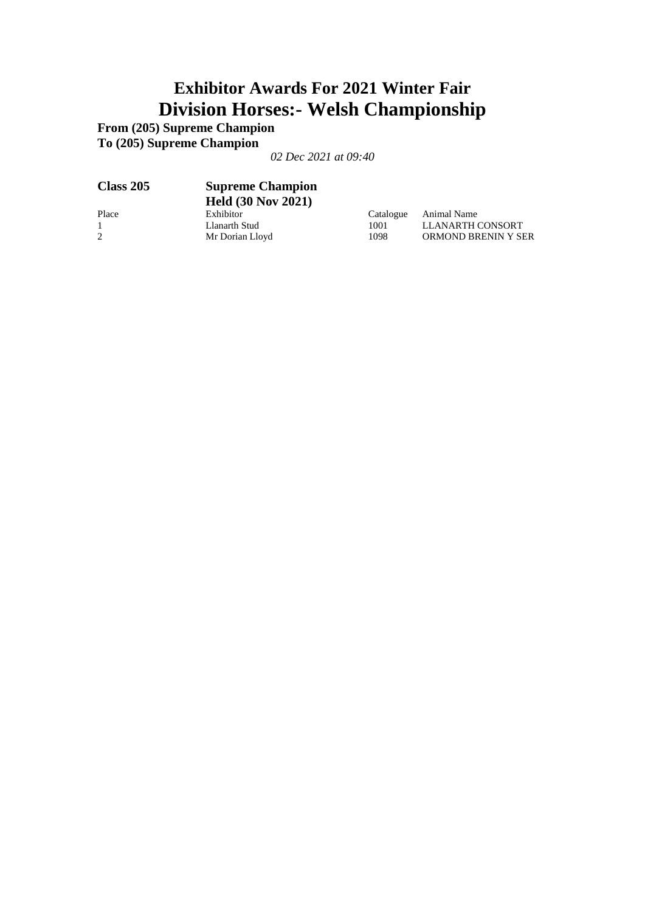# Exhibitor Awards For 2021 Winter Fair
# Division Horses:- Welsh Championship

**From (205) Supreme Champion**
**To (205) Supreme Champion**

*02 Dec 2021 at 09:40*

## Class 205 Supreme Champion
### Held (30 Nov 2021)

| Place | Exhibitor | Catalogue | Animal Name |
|---|---|---|---|
| 1 | Llanarth Stud | 1001 | LLANARTH CONSORT |
| 2 | Mr Dorian Lloyd | 1098 | ORMOND BRENIN Y SER |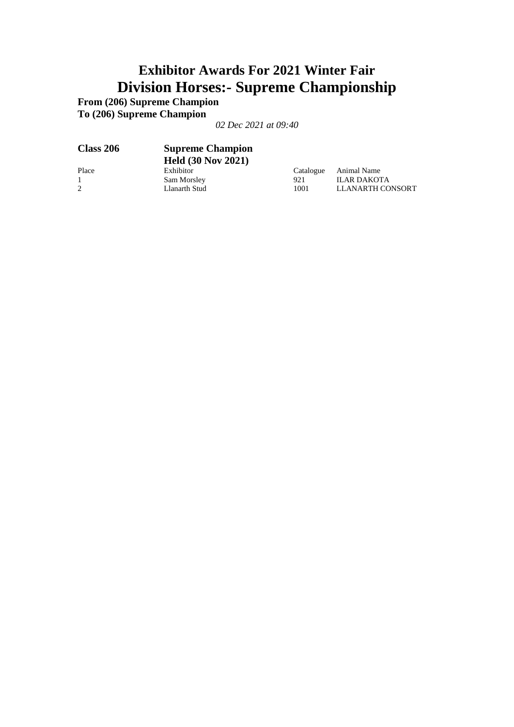# Exhibitor Awards For 2021 Winter Fair

# Division Horses:- Supreme Championship

**From (206) Supreme Champion**
**To (206) Supreme Champion**

*02 Dec 2021 at 09:40*

### Class 206 Supreme Champion Held (30 Nov 2021)

| Place | Exhibitor | Catalogue | Animal Name |
|---|---|---|---|
| 1 | Sam Morsley | 921 | ILAR DAKOTA |
| 2 | Llanarth Stud | 1001 | LLANARTH CONSORT |